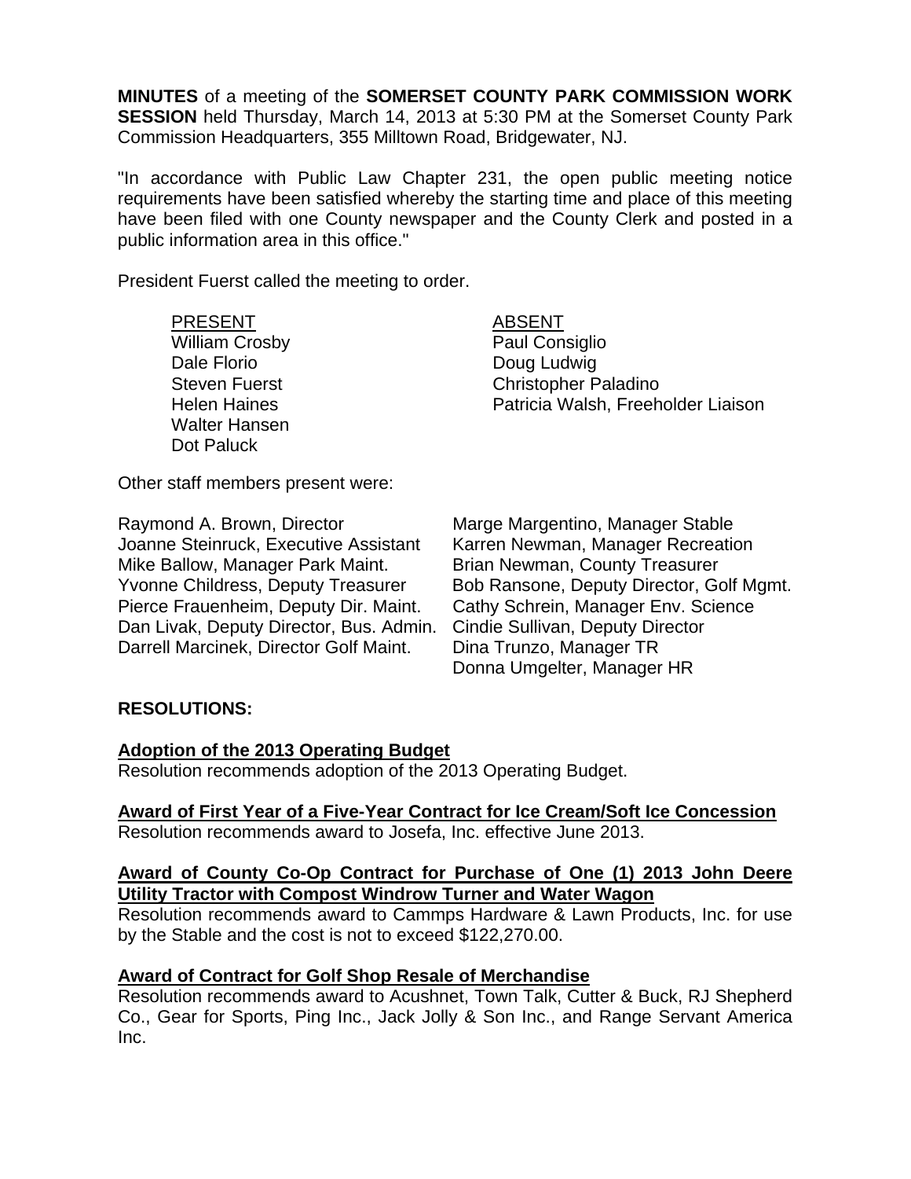**MINUTES** of a meeting of the **SOMERSET COUNTY PARK COMMISSION WORK SESSION** held Thursday, March 14, 2013 at 5:30 PM at the Somerset County Park Commission Headquarters, 355 Milltown Road, Bridgewater, NJ.

"In accordance with Public Law Chapter 231, the open public meeting notice requirements have been satisfied whereby the starting time and place of this meeting have been filed with one County newspaper and the County Clerk and posted in a public information area in this office."

President Fuerst called the meeting to order.

| PRESENT | ABSENT |
|---|---|
| William Crosby | Paul Consiglio |
| Dale Florio | Doug Ludwig |
| Steven Fuerst | Christopher Paladino |
| Helen Haines | Patricia Walsh, Freeholder Liaison |
| Walter Hansen | |
| Dot Paluck | |

Other staff members present were:

Raymond A. Brown, Director
Joanne Steinruck, Executive Assistant
Mike Ballow, Manager Park Maint.
Yvonne Childress, Deputy Treasurer
Pierce Frauenheim, Deputy Dir. Maint.
Dan Livak, Deputy Director, Bus. Admin.
Darrell Marcinek, Director Golf Maint.
Marge Margentino, Manager Stable
Karren Newman, Manager Recreation
Brian Newman, County Treasurer
Bob Ransone, Deputy Director, Golf Mgmt.
Cathy Schrein, Manager Env. Science
Cindie Sullivan, Deputy Director
Dina Trunzo, Manager TR
Donna Umgelter, Manager HR

**RESOLUTIONS:**

**Adoption of the 2013 Operating Budget**
Resolution recommends adoption of the 2013 Operating Budget.

**Award of First Year of a Five-Year Contract for Ice Cream/Soft Ice Concession**
Resolution recommends award to Josefa, Inc. effective June 2013.

**Award of County Co-Op Contract for Purchase of One (1) 2013 John Deere Utility Tractor with Compost Windrow Turner and Water Wagon**
Resolution recommends award to Cammps Hardware & Lawn Products, Inc. for use by the Stable and the cost is not to exceed $122,270.00.

**Award of Contract for Golf Shop Resale of Merchandise**
Resolution recommends award to Acushnet, Town Talk, Cutter & Buck, RJ Shepherd Co., Gear for Sports, Ping Inc., Jack Jolly & Son Inc., and Range Servant America Inc.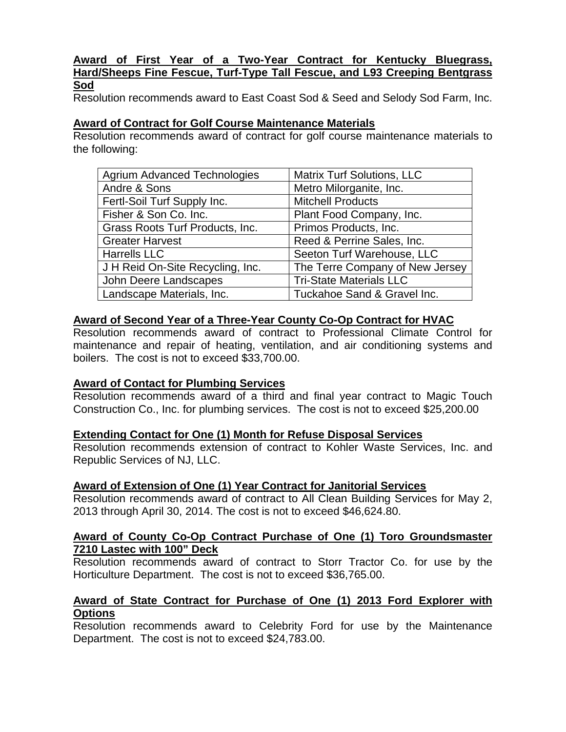**Award of First Year of a Two-Year Contract for Kentucky Bluegrass, Hard/Sheeps Fine Fescue, Turf-Type Tall Fescue, and L93 Creeping Bentgrass Sod**

Resolution recommends award to East Coast Sod & Seed and Selody Sod Farm, Inc.

**Award of Contract for Golf Course Maintenance Materials**

Resolution recommends award of contract for golf course maintenance materials to the following:

| | |
|---|---|
| Agrium Advanced Technologies | Matrix Turf Solutions, LLC |
| Andre & Sons | Metro Milorganite, Inc. |
| Fertl-Soil Turf Supply Inc. | Mitchell Products |
| Fisher & Son Co. Inc. | Plant Food Company, Inc. |
| Grass Roots Turf Products, Inc. | Primos Products, Inc. |
| Greater Harvest | Reed & Perrine Sales, Inc. |
| Harrells LLC | Seeton Turf Warehouse, LLC |
| J H Reid On-Site Recycling, Inc. | The Terre Company of New Jersey |
| John Deere Landscapes | Tri-State Materials LLC |
| Landscape Materials, Inc. | Tuckahoe Sand & Gravel Inc. |

**Award of Second Year of a Three-Year County Co-Op Contract for HVAC**

Resolution recommends award of contract to Professional Climate Control for maintenance and repair of heating, ventilation, and air conditioning systems and boilers. The cost is not to exceed $33,700.00.

**Award of Contact for Plumbing Services**

Resolution recommends award of a third and final year contract to Magic Touch Construction Co., Inc. for plumbing services. The cost is not to exceed $25,200.00

**Extending Contact for One (1) Month for Refuse Disposal Services**

Resolution recommends extension of contract to Kohler Waste Services, Inc. and Republic Services of NJ, LLC.

**Award of Extension of One (1) Year Contract for Janitorial Services**

Resolution recommends award of contract to All Clean Building Services for May 2, 2013 through April 30, 2014. The cost is not to exceed $46,624.80.

**Award of County Co-Op Contract Purchase of One (1) Toro Groundsmaster 7210 Lastec with 100" Deck**

Resolution recommends award of contract to Storr Tractor Co. for use by the Horticulture Department. The cost is not to exceed $36,765.00.

**Award of State Contract for Purchase of One (1) 2013 Ford Explorer with Options**

Resolution recommends award to Celebrity Ford for use by the Maintenance Department. The cost is not to exceed $24,783.00.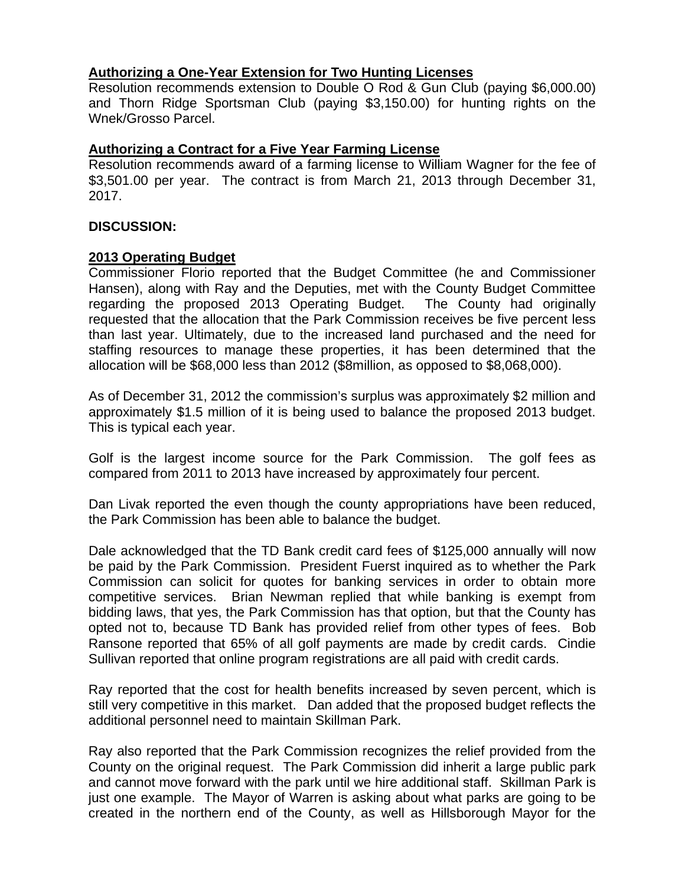**Authorizing a One-Year Extension for Two Hunting Licenses**

Resolution recommends extension to Double O Rod & Gun Club (paying $6,000.00) and Thorn Ridge Sportsman Club (paying $3,150.00) for hunting rights on the Wnek/Grosso Parcel.

**Authorizing a Contract for a Five Year Farming License**

Resolution recommends award of a farming license to William Wagner for the fee of $3,501.00 per year. The contract is from March 21, 2013 through December 31, 2017.

**DISCUSSION:**

**2013 Operating Budget**

Commissioner Florio reported that the Budget Committee (he and Commissioner Hansen), along with Ray and the Deputies, met with the County Budget Committee regarding the proposed 2013 Operating Budget. The County had originally requested that the allocation that the Park Commission receives be five percent less than last year. Ultimately, due to the increased land purchased and the need for staffing resources to manage these properties, it has been determined that the allocation will be $68,000 less than 2012 ($8million, as opposed to $8,068,000).

As of December 31, 2012 the commission's surplus was approximately $2 million and approximately $1.5 million of it is being used to balance the proposed 2013 budget. This is typical each year.

Golf is the largest income source for the Park Commission. The golf fees as compared from 2011 to 2013 have increased by approximately four percent.

Dan Livak reported the even though the county appropriations have been reduced, the Park Commission has been able to balance the budget.

Dale acknowledged that the TD Bank credit card fees of $125,000 annually will now be paid by the Park Commission. President Fuerst inquired as to whether the Park Commission can solicit for quotes for banking services in order to obtain more competitive services. Brian Newman replied that while banking is exempt from bidding laws, that yes, the Park Commission has that option, but that the County has opted not to, because TD Bank has provided relief from other types of fees. Bob Ransone reported that 65% of all golf payments are made by credit cards. Cindie Sullivan reported that online program registrations are all paid with credit cards.

Ray reported that the cost for health benefits increased by seven percent, which is still very competitive in this market. Dan added that the proposed budget reflects the additional personnel need to maintain Skillman Park.

Ray also reported that the Park Commission recognizes the relief provided from the County on the original request. The Park Commission did inherit a large public park and cannot move forward with the park until we hire additional staff. Skillman Park is just one example. The Mayor of Warren is asking about what parks are going to be created in the northern end of the County, as well as Hillsborough Mayor for the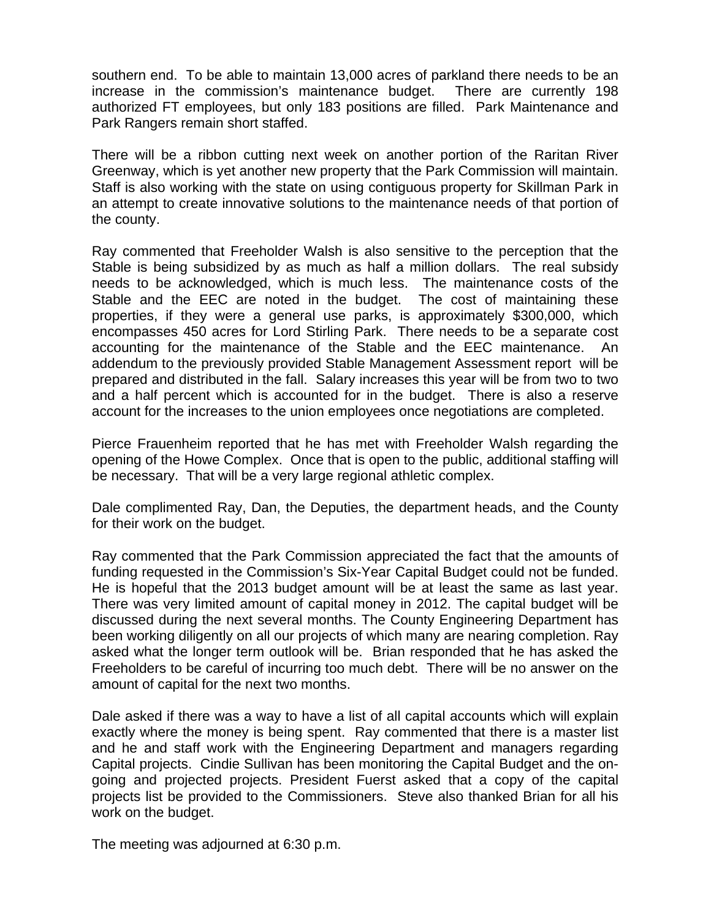southern end. To be able to maintain 13,000 acres of parkland there needs to be an increase in the commission's maintenance budget. There are currently 198 authorized FT employees, but only 183 positions are filled. Park Maintenance and Park Rangers remain short staffed.

There will be a ribbon cutting next week on another portion of the Raritan River Greenway, which is yet another new property that the Park Commission will maintain. Staff is also working with the state on using contiguous property for Skillman Park in an attempt to create innovative solutions to the maintenance needs of that portion of the county.

Ray commented that Freeholder Walsh is also sensitive to the perception that the Stable is being subsidized by as much as half a million dollars. The real subsidy needs to be acknowledged, which is much less. The maintenance costs of the Stable and the EEC are noted in the budget. The cost of maintaining these properties, if they were a general use parks, is approximately $300,000, which encompasses 450 acres for Lord Stirling Park. There needs to be a separate cost accounting for the maintenance of the Stable and the EEC maintenance. An addendum to the previously provided Stable Management Assessment report will be prepared and distributed in the fall. Salary increases this year will be from two to two and a half percent which is accounted for in the budget. There is also a reserve account for the increases to the union employees once negotiations are completed.

Pierce Frauenheim reported that he has met with Freeholder Walsh regarding the opening of the Howe Complex. Once that is open to the public, additional staffing will be necessary. That will be a very large regional athletic complex.

Dale complimented Ray, Dan, the Deputies, the department heads, and the County for their work on the budget.

Ray commented that the Park Commission appreciated the fact that the amounts of funding requested in the Commission's Six-Year Capital Budget could not be funded. He is hopeful that the 2013 budget amount will be at least the same as last year. There was very limited amount of capital money in 2012. The capital budget will be discussed during the next several months. The County Engineering Department has been working diligently on all our projects of which many are nearing completion. Ray asked what the longer term outlook will be. Brian responded that he has asked the Freeholders to be careful of incurring too much debt. There will be no answer on the amount of capital for the next two months.

Dale asked if there was a way to have a list of all capital accounts which will explain exactly where the money is being spent. Ray commented that there is a master list and he and staff work with the Engineering Department and managers regarding Capital projects. Cindie Sullivan has been monitoring the Capital Budget and the on-going and projected projects. President Fuerst asked that a copy of the capital projects list be provided to the Commissioners. Steve also thanked Brian for all his work on the budget.

The meeting was adjourned at 6:30 p.m.